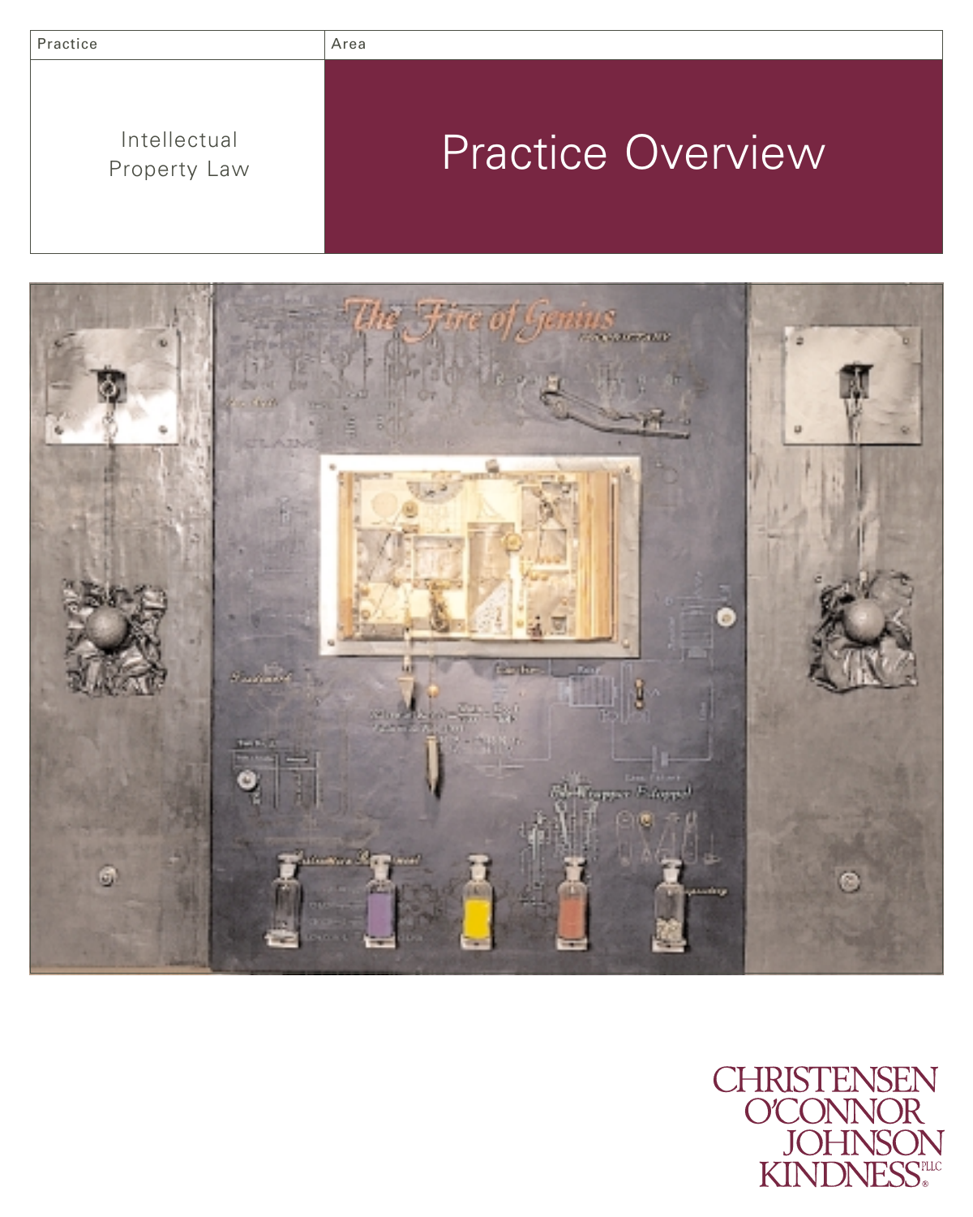| Practice | Area |
| --- | --- |
| Intellectual Property Law | Practice Overview |

CHRISTENSEN
O'CONNOR
JOHNSON
KINDNESS PLLC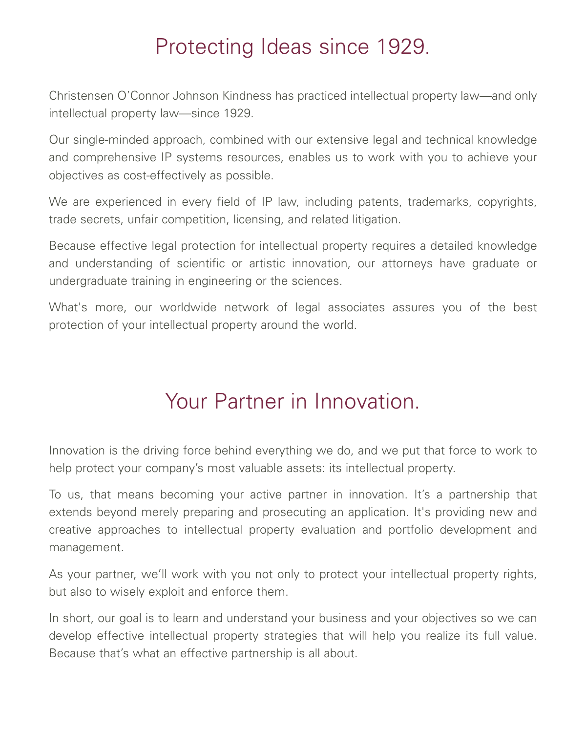# Protecting Ideas since 1929.

Christensen O'Connor Johnson Kindness has practiced intellectual property law—and only intellectual property law—since 1929.

Our single-minded approach, combined with our extensive legal and technical knowledge and comprehensive IP systems resources, enables us to work with you to achieve your objectives as cost-effectively as possible.

We are experienced in every field of IP law, including patents, trademarks, copyrights, trade secrets, unfair competition, licensing, and related litigation.

Because effective legal protection for intellectual property requires a detailed knowledge and understanding of scientific or artistic innovation, our attorneys have graduate or undergraduate training in engineering or the sciences.

What's more, our worldwide network of legal associates assures you of the best protection of your intellectual property around the world.

# Your Partner in Innovation.

Innovation is the driving force behind everything we do, and we put that force to work to help protect your company's most valuable assets: its intellectual property.

To us, that means becoming your active partner in innovation. It's a partnership that extends beyond merely preparing and prosecuting an application. It's providing new and creative approaches to intellectual property evaluation and portfolio development and management.

As your partner, we'll work with you not only to protect your intellectual property rights, but also to wisely exploit and enforce them.

In short, our goal is to learn and understand your business and your objectives so we can develop effective intellectual property strategies that will help you realize its full value. Because that's what an effective partnership is all about.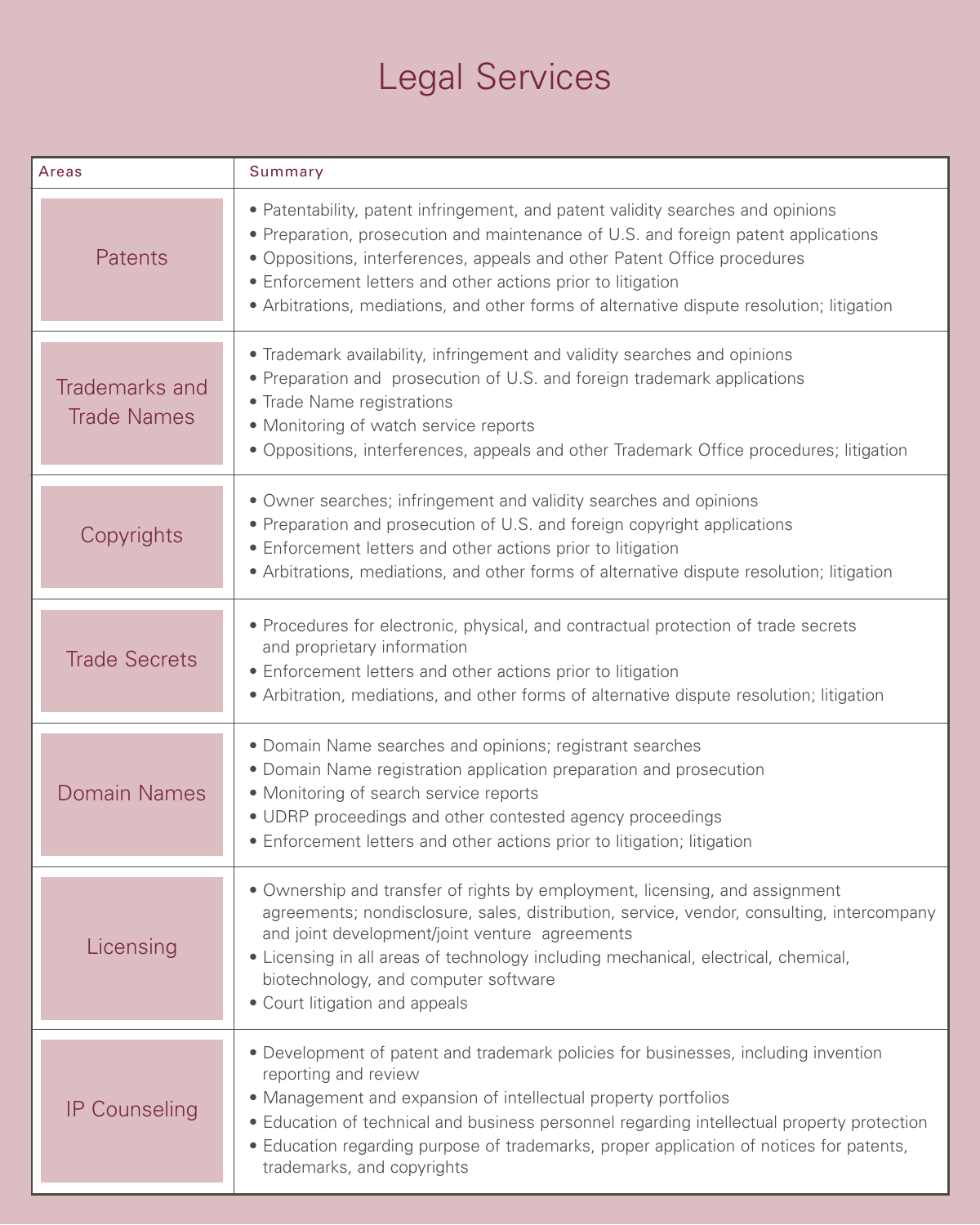# Legal Services

| Areas | Summary |
|---|---|
| Patents | • Patentability, patent infringement, and patent validity searches and opinions<br>• Preparation, prosecution and maintenance of U.S. and foreign patent applications<br>• Oppositions, interferences, appeals and other Patent Office procedures<br>• Enforcement letters and other actions prior to litigation<br>• Arbitrations, mediations, and other forms of alternative dispute resolution; litigation |
| Trademarks and Trade Names | • Trademark availability, infringement and validity searches and opinions<br>• Preparation and prosecution of U.S. and foreign trademark applications<br>• Trade Name registrations<br>• Monitoring of watch service reports<br>• Oppositions, interferences, appeals and other Trademark Office procedures; litigation |
| Copyrights | • Owner searches; infringement and validity searches and opinions<br>• Preparation and prosecution of U.S. and foreign copyright applications<br>• Enforcement letters and other actions prior to litigation<br>• Arbitrations, mediations, and other forms of alternative dispute resolution; litigation |
| Trade Secrets | • Procedures for electronic, physical, and contractual protection of trade secrets and proprietary information<br>• Enforcement letters and other actions prior to litigation<br>• Arbitration, mediations, and other forms of alternative dispute resolution; litigation |
| Domain Names | • Domain Name searches and opinions; registrant searches<br>• Domain Name registration application preparation and prosecution<br>• Monitoring of search service reports<br>• UDRP proceedings and other contested agency proceedings<br>• Enforcement letters and other actions prior to litigation; litigation |
| Licensing | • Ownership and transfer of rights by employment, licensing, and assignment agreements; nondisclosure, sales, distribution, service, vendor, consulting, intercompany and joint development/joint venture agreements<br>• Licensing in all areas of technology including mechanical, electrical, chemical, biotechnology, and computer software<br>• Court litigation and appeals |
| IP Counseling | • Development of patent and trademark policies for businesses, including invention reporting and review<br>• Management and expansion of intellectual property portfolios<br>• Education of technical and business personnel regarding intellectual property protection<br>• Education regarding purpose of trademarks, proper application of notices for patents, trademarks, and copyrights |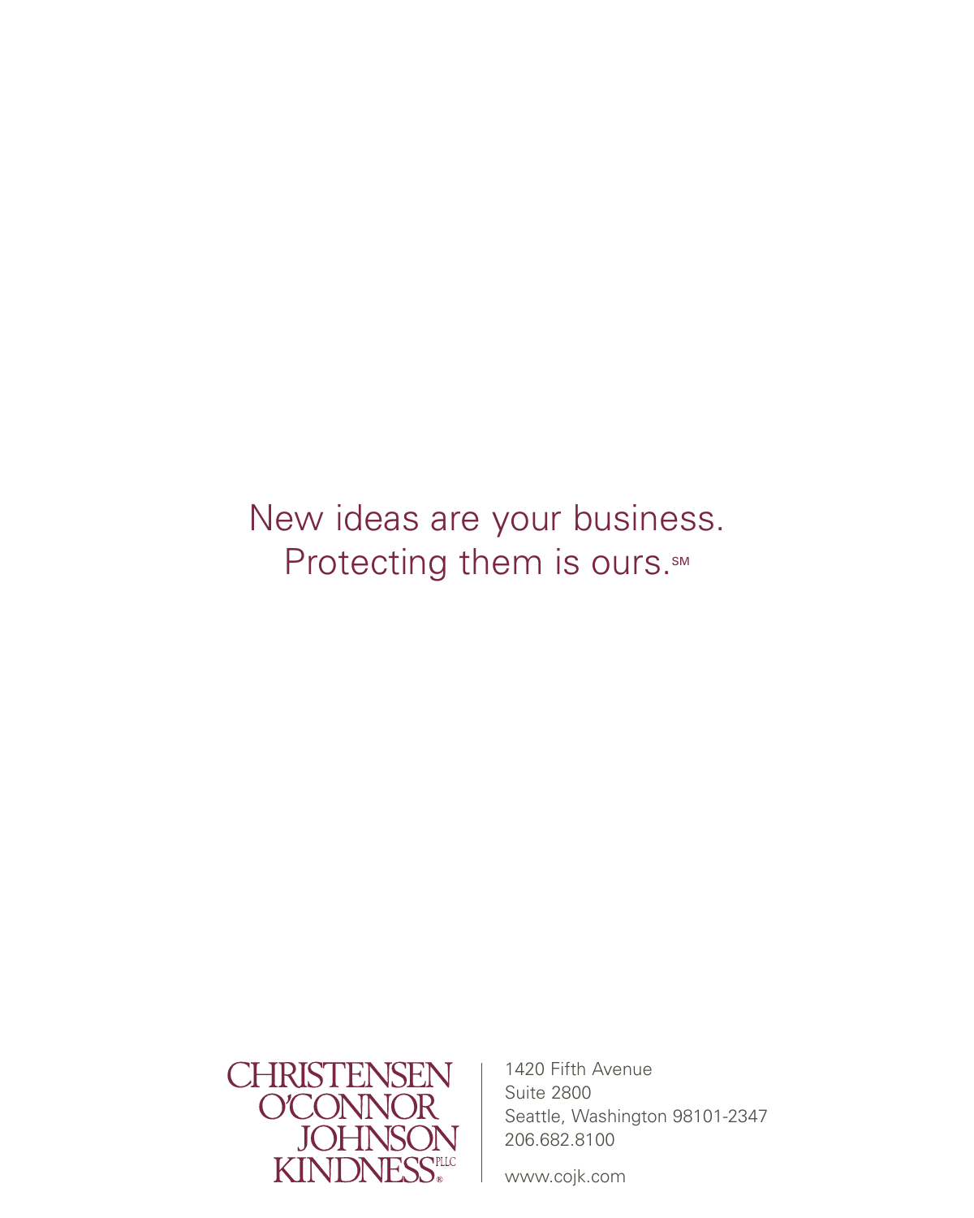New ideas are your business.
Protecting them is ours.℠

CHRISTENSEN
O'CONNOR
JOHNSON
KINDNESS PLLC ®

1420 Fifth Avenue
Suite 2800
Seattle, Washington 98101-2347
206.682.8100

www.cojk.com